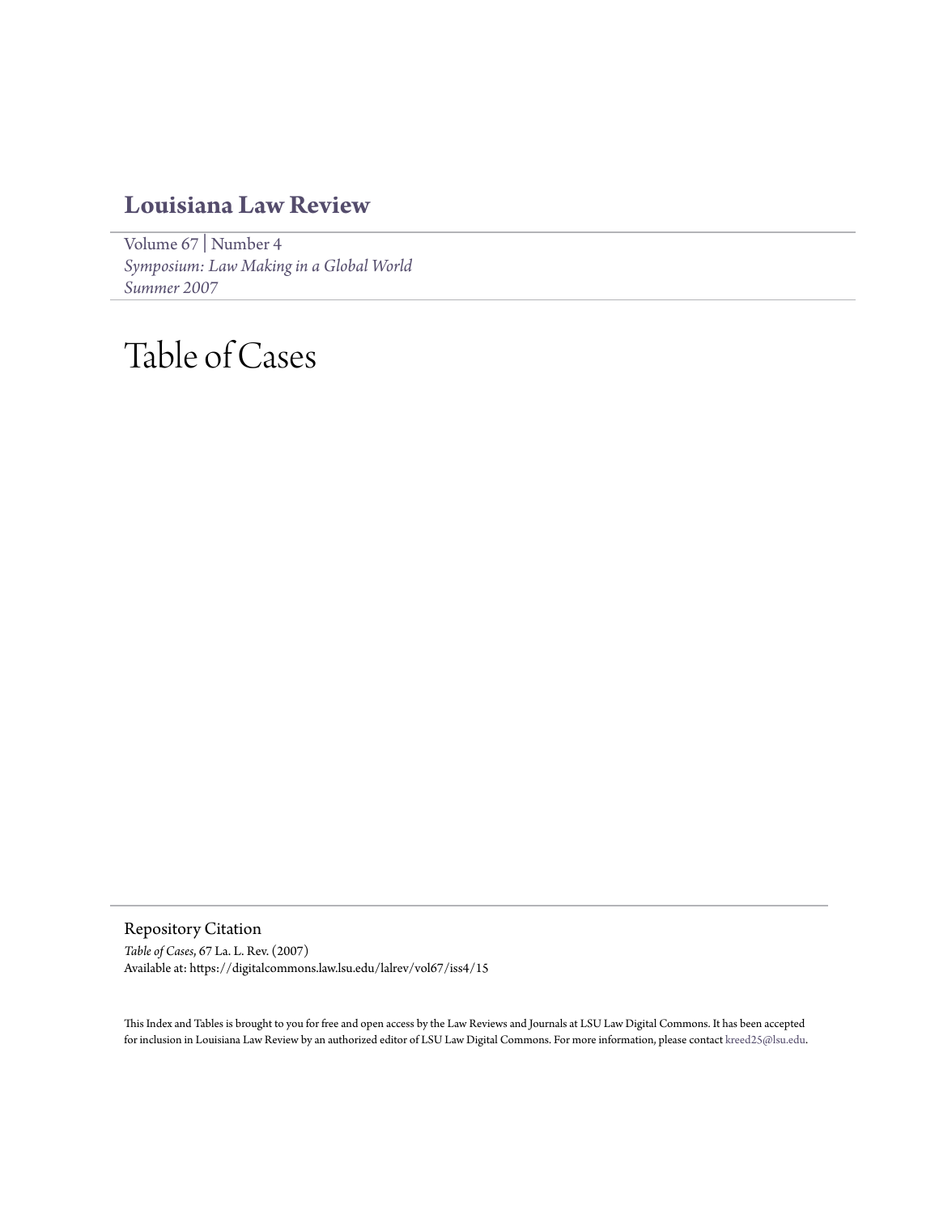# Louisiana Law Review

Volume 67 | Number 4
*Symposium: Law Making in a Global World*
*Summer 2007*

# Table of Cases

## Repository Citation

*Table of Cases*, 67 La. L. Rev. (2007)
Available at: https://digitalcommons.law.lsu.edu/lalrev/vol67/iss4/15

This Index and Tables is brought to you for free and open access by the Law Reviews and Journals at LSU Law Digital Commons. It has been accepted for inclusion in Louisiana Law Review by an authorized editor of LSU Law Digital Commons. For more information, please contact kreed25@lsu.edu.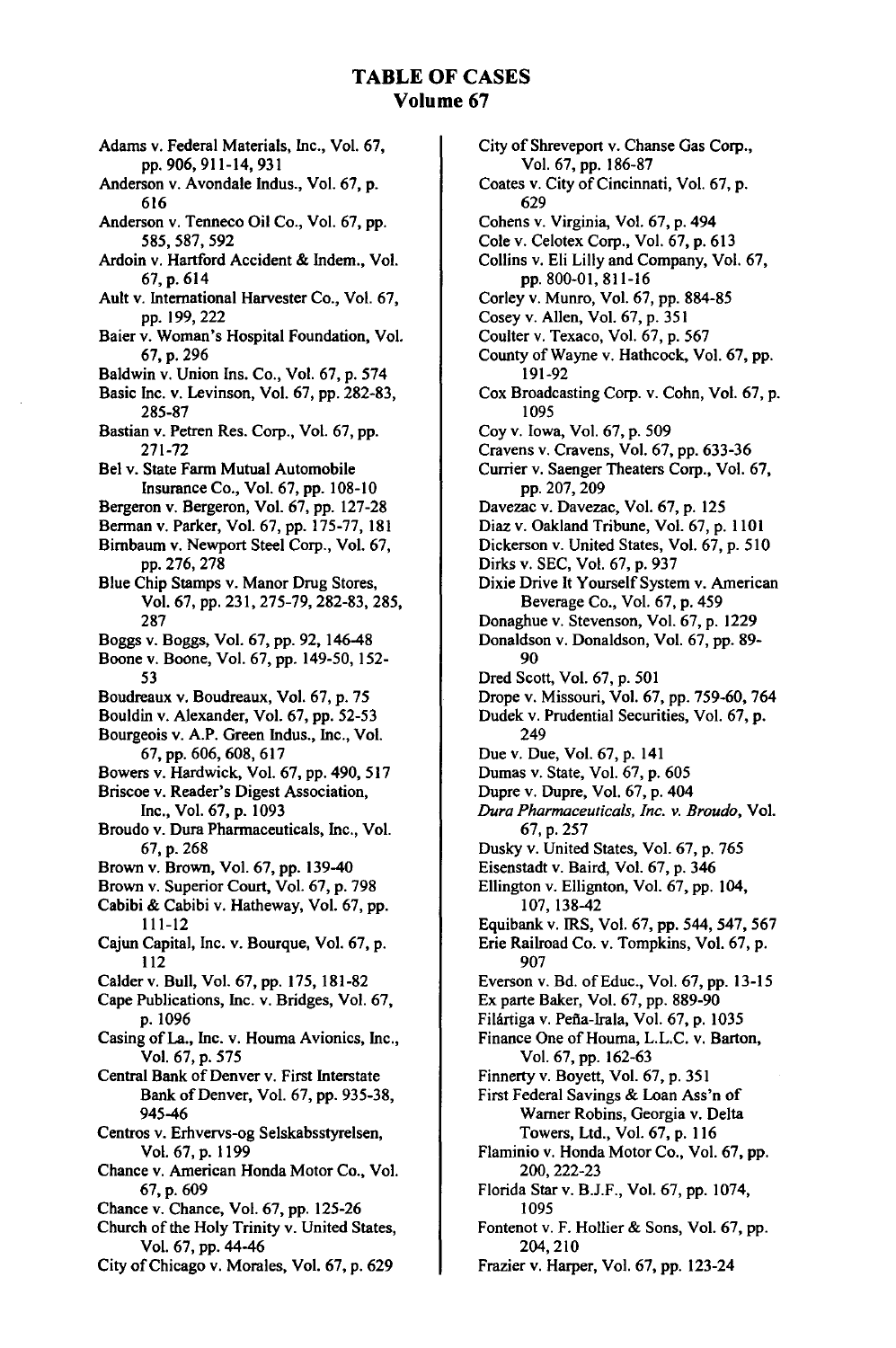# TABLE OF CASES
## Volume 67

Adams v. Federal Materials, Inc., Vol. 67, pp. 906, 911-14, 931

Anderson v. Avondale Indus., Vol. 67, p. 616

Anderson v. Tenneco Oil Co., Vol. 67, pp. 585, 587, 592

Ardoin v. Hartford Accident & Indem., Vol. 67, p. 614

Ault v. International Harvester Co., Vol. 67, pp. 199, 222

Baier v. Woman's Hospital Foundation, Vol. 67, p. 296

Baldwin v. Union Ins. Co., Vol. 67, p. 574

Basic Inc. v. Levinson, Vol. 67, pp. 282-83, 285-87

Bastian v. Petren Res. Corp., Vol. 67, pp. 271-72

Bel v. State Farm Mutual Automobile Insurance Co., Vol. 67, pp. 108-10

Bergeron v. Bergeron, Vol. 67, pp. 127-28

Berman v. Parker, Vol. 67, pp. 175-77, 181

Birnbaum v. Newport Steel Corp., Vol. 67, pp. 276, 278

Blue Chip Stamps v. Manor Drug Stores, Vol. 67, pp. 231, 275-79, 282-83, 285, 287

Boggs v. Boggs, Vol. 67, pp. 92, 146-48

Boone v. Boone, Vol. 67, pp. 149-50, 152-53

Boudreaux v. Boudreaux, Vol. 67, p. 75

Bouldin v. Alexander, Vol. 67, pp. 52-53

Bourgeois v. A.P. Green Indus., Inc., Vol. 67, pp. 606, 608, 617

Bowers v. Hardwick, Vol. 67, pp. 490, 517

Briscoe v. Reader's Digest Association, Inc., Vol. 67, p. 1093

Broudo v. Dura Pharmaceuticals, Inc., Vol. 67, p. 268

Brown v. Brown, Vol. 67, pp. 139-40

Brown v. Superior Court, Vol. 67, p. 798

Cabibi & Cabibi v. Hatheway, Vol. 67, pp. 111-12

Cajun Capital, Inc. v. Bourque, Vol. 67, p. 112

Calder v. Bull, Vol. 67, pp. 175, 181-82

Cape Publications, Inc. v. Bridges, Vol. 67, p. 1096

Casing of La., Inc. v. Houma Avionics, Inc., Vol. 67, p. 575

Central Bank of Denver v. First Interstate Bank of Denver, Vol. 67, pp. 935-38, 945-46

Centros v. Erhvervs-og Selskabsstyrelsen, Vol. 67, p. 1199

Chance v. American Honda Motor Co., Vol. 67, p. 609

Chance v. Chance, Vol. 67, pp. 125-26

Church of the Holy Trinity v. United States, Vol. 67, pp. 44-46

City of Chicago v. Morales, Vol. 67, p. 629

City of Shreveport v. Chanse Gas Corp., Vol. 67, pp. 186-87

Coates v. City of Cincinnati, Vol. 67, p. 629

Cohens v. Virginia, Vol. 67, p. 494

Cole v. Celotex Corp., Vol. 67, p. 613

Collins v. Eli Lilly and Company, Vol. 67, pp. 800-01, 811-16

Corley v. Munro, Vol. 67, pp. 884-85

Cosey v. Allen, Vol. 67, p. 351

Coulter v. Texaco, Vol. 67, p. 567

County of Wayne v. Hathcock, Vol. 67, pp. 191-92

Cox Broadcasting Corp. v. Cohn, Vol. 67, p. 1095

Coy v. Iowa, Vol. 67, p. 509

Cravens v. Cravens, Vol. 67, pp. 633-36

Currier v. Saenger Theaters Corp., Vol. 67, pp. 207, 209

Davezac v. Davezac, Vol. 67, p. 125

Diaz v. Oakland Tribune, Vol. 67, p. 1101

Dickerson v. United States, Vol. 67, p. 510

Dirks v. SEC, Vol. 67, p. 937

Dixie Drive It Yourself System v. American Beverage Co., Vol. 67, p. 459

Donaghue v. Stevenson, Vol. 67, p. 1229

Donaldson v. Donaldson, Vol. 67, pp. 89-90

Dred Scott, Vol. 67, p. 501

Drope v. Missouri, Vol. 67, pp. 759-60, 764

Dudek v. Prudential Securities, Vol. 67, p. 249

Due v. Due, Vol. 67, p. 141

Dumas v. State, Vol. 67, p. 605

Dupre v. Dupre, Vol. 67, p. 404

*Dura Pharmaceuticals, Inc. v. Broudo*, Vol. 67, p. 257

Dusky v. United States, Vol. 67, p. 765

Eisenstadt v. Baird, Vol. 67, p. 346

Ellington v. Ellignton, Vol. 67, pp. 104, 107, 138-42

Equibank v. IRS, Vol. 67, pp. 544, 547, 567

Erie Railroad Co. v. Tompkins, Vol. 67, p. 907

Everson v. Bd. of Educ., Vol. 67, pp. 13-15

Ex parte Baker, Vol. 67, pp. 889-90

Filártiga v. Peña-Irala, Vol. 67, p. 1035

Finance One of Houma, L.L.C. v. Barton, Vol. 67, pp. 162-63

Finnerty v. Boyett, Vol. 67, p. 351

First Federal Savings & Loan Ass'n of Warner Robins, Georgia v. Delta Towers, Ltd., Vol. 67, p. 116

Flaminio v. Honda Motor Co., Vol. 67, pp. 200, 222-23

Florida Star v. B.J.F., Vol. 67, pp. 1074, 1095

Fontenot v. F. Hollier & Sons, Vol. 67, pp. 204, 210

Frazier v. Harper, Vol. 67, pp. 123-24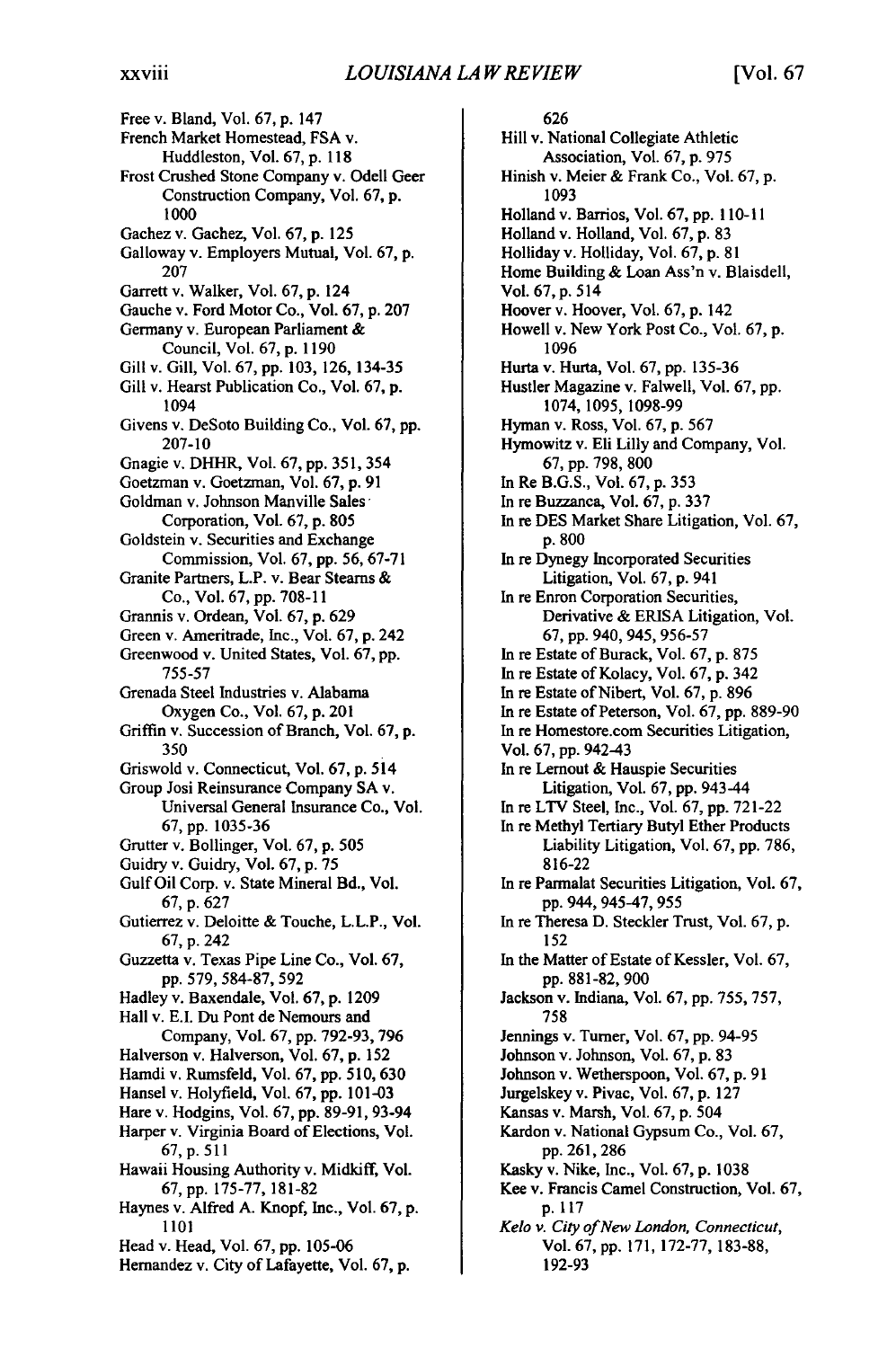Free v. Bland, Vol. 67, p. 147
French Market Homestead, FSA v. Huddleston, Vol. 67, p. 118
Frost Crushed Stone Company v. Odell Geer Construction Company, Vol. 67, p. 1000
Gachez v. Gachez, Vol. 67, p. 125
Galloway v. Employers Mutual, Vol. 67, p. 207
Garrett v. Walker, Vol. 67, p. 124
Gauche v. Ford Motor Co., Vol. 67, p. 207
Germany v. European Parliament & Council, Vol. 67, p. 1190
Gill v. Gill, Vol. 67, pp. 103, 126, 134-35
Gill v. Hearst Publication Co., Vol. 67, p. 1094
Givens v. DeSoto Building Co., Vol. 67, pp. 207-10
Gnagie v. DHHR, Vol. 67, pp. 351, 354
Goetzman v. Goetzman, Vol. 67, p. 91
Goldman v. Johnson Manville Sales Corporation, Vol. 67, p. 805
Goldstein v. Securities and Exchange Commission, Vol. 67, pp. 56, 67-71
Granite Partners, L.P. v. Bear Stearns & Co., Vol. 67, pp. 708-11
Grannis v. Ordean, Vol. 67, p. 629
Green v. Ameritrade, Inc., Vol. 67, p. 242
Greenwood v. United States, Vol. 67, pp. 755-57
Grenada Steel Industries v. Alabama Oxygen Co., Vol. 67, p. 201
Griffin v. Succession of Branch, Vol. 67, p. 350
Griswold v. Connecticut, Vol. 67, p. 514
Group Josi Reinsurance Company SA v. Universal General Insurance Co., Vol. 67, pp. 1035-36
Grutter v. Bollinger, Vol. 67, p. 505
Guidry v. Guidry, Vol. 67, p. 75
Gulf Oil Corp. v. State Mineral Bd., Vol. 67, p. 627
Gutierrez v. Deloitte & Touche, L.L.P., Vol. 67, p. 242
Guzzetta v. Texas Pipe Line Co., Vol. 67, pp. 579, 584-87, 592
Hadley v. Baxendale, Vol. 67, p. 1209
Hall v. E.I. Du Pont de Nemours and Company, Vol. 67, pp. 792-93, 796
Halverson v. Halverson, Vol. 67, p. 152
Hamdi v. Rumsfeld, Vol. 67, pp. 510, 630
Hansel v. Holyfield, Vol. 67, pp. 101-03
Hare v. Hodgins, Vol. 67, pp. 89-91, 93-94
Harper v. Virginia Board of Elections, Vol. 67, p. 511
Hawaii Housing Authority v. Midkiff, Vol. 67, pp. 175-77, 181-82
Haynes v. Alfred A. Knopf, Inc., Vol. 67, p. 1101
Head v. Head, Vol. 67, pp. 105-06
Hernandez v. City of Lafayette, Vol. 67, p. 626
Hill v. National Collegiate Athletic Association, Vol. 67, p. 975
Hinish v. Meier & Frank Co., Vol. 67, p. 1093
Holland v. Barrios, Vol. 67, pp. 110-11
Holland v. Holland, Vol. 67, p. 83
Holliday v. Holliday, Vol. 67, p. 81
Home Building & Loan Ass'n v. Blaisdell, Vol. 67, p. 514
Hoover v. Hoover, Vol. 67, p. 142
Howell v. New York Post Co., Vol. 67, p. 1096
Hurta v. Hurta, Vol. 67, pp. 135-36
Hustler Magazine v. Falwell, Vol. 67, pp. 1074, 1095, 1098-99
Hyman v. Ross, Vol. 67, p. 567
Hymowitz v. Eli Lilly and Company, Vol. 67, pp. 798, 800
In Re B.G.S., Vol. 67, p. 353
In re Buzzanca, Vol. 67, p. 337
In re DES Market Share Litigation, Vol. 67, p. 800
In re Dynegy Incorporated Securities Litigation, Vol. 67, p. 941
In re Enron Corporation Securities, Derivative & ERISA Litigation, Vol. 67, pp. 940, 945, 956-57
In re Estate of Burack, Vol. 67, p. 875
In re Estate of Kolacy, Vol. 67, p. 342
In re Estate of Nibert, Vol. 67, p. 896
In re Estate of Peterson, Vol. 67, pp. 889-90
In re Homestore.com Securities Litigation, Vol. 67, pp. 942-43
In re Lernout & Hauspie Securities Litigation, Vol. 67, pp. 943-44
In re LTV Steel, Inc., Vol. 67, pp. 721-22
In re Methyl Tertiary Butyl Ether Products Liability Litigation, Vol. 67, pp. 786, 816-22
In re Parmalat Securities Litigation, Vol. 67, pp. 944, 945-47, 955
In re Theresa D. Steckler Trust, Vol. 67, p. 152
In the Matter of Estate of Kessler, Vol. 67, pp. 881-82, 900
Jackson v. Indiana, Vol. 67, pp. 755, 757, 758
Jennings v. Turner, Vol. 67, pp. 94-95
Johnson v. Johnson, Vol. 67, p. 83
Johnson v. Wetherspoon, Vol. 67, p. 91
Jurgelskey v. Pivac, Vol. 67, p. 127
Kansas v. Marsh, Vol. 67, p. 504
Kardon v. National Gypsum Co., Vol. 67, pp. 261, 286
Kasky v. Nike, Inc., Vol. 67, p. 1038
Kee v. Francis Camel Construction, Vol. 67, p. 117
*Kelo v. City of New London, Connecticut*, Vol. 67, pp. 171, 172-77, 183-88, 192-93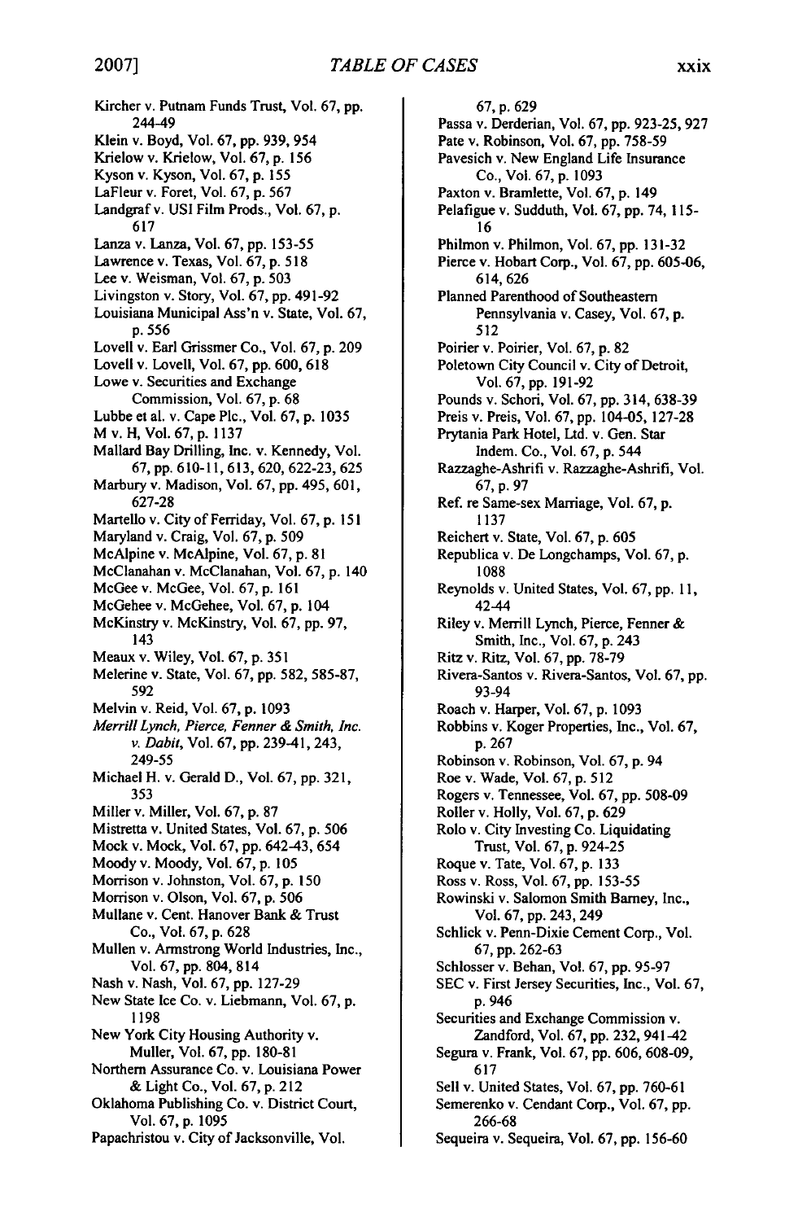Kircher v. Putnam Funds Trust, Vol. 67, pp. 244-49
Klein v. Boyd, Vol. 67, pp. 939, 954
Krielow v. Krielow, Vol. 67, p. 156
Kyson v. Kyson, Vol. 67, p. 155
LaFleur v. Foret, Vol. 67, p. 567
Landgraf v. USI Film Prods., Vol. 67, p. 617
Lanza v. Lanza, Vol. 67, pp. 153-55
Lawrence v. Texas, Vol. 67, p. 518
Lee v. Weisman, Vol. 67, p. 503
Livingston v. Story, Vol. 67, pp. 491-92
Louisiana Municipal Ass'n v. State, Vol. 67, p. 556
Lovell v. Earl Grissmer Co., Vol. 67, p. 209
Lovell v. Lovell, Vol. 67, pp. 600, 618
Lowe v. Securities and Exchange Commission, Vol. 67, p. 68
Lubbe et al. v. Cape Plc., Vol. 67, p. 1035
M v. H, Vol. 67, p. 1137
Mallard Bay Drilling, Inc. v. Kennedy, Vol. 67, pp. 610-11, 613, 620, 622-23, 625
Marbury v. Madison, Vol. 67, pp. 495, 601, 627-28
Martello v. City of Ferriday, Vol. 67, p. 151
Maryland v. Craig, Vol. 67, p. 509
McAlpine v. McAlpine, Vol. 67, p. 81
McClanahan v. McClanahan, Vol. 67, p. 140
McGee v. McGee, Vol. 67, p. 161
McGehee v. McGehee, Vol. 67, p. 104
McKinstry v. McKinstry, Vol. 67, pp. 97, 143
Meaux v. Wiley, Vol. 67, p. 351
Melerine v. State, Vol. 67, pp. 582, 585-87, 592
Melvin v. Reid, Vol. 67, p. 1093
*Merrill Lynch, Pierce, Fenner & Smith, Inc. v. Dabit*, Vol. 67, pp. 239-41, 243, 249-55
Michael H. v. Gerald D., Vol. 67, pp. 321, 353
Miller v. Miller, Vol. 67, p. 87
Mistretta v. United States, Vol. 67, p. 506
Mock v. Mock, Vol. 67, pp. 642-43, 654
Moody v. Moody, Vol. 67, p. 105
Morrison v. Johnston, Vol. 67, p. 150
Morrison v. Olson, Vol. 67, p. 506
Mullane v. Cent. Hanover Bank & Trust Co., Vol. 67, p. 628
Mullen v. Armstrong World Industries, Inc., Vol. 67, pp. 804, 814
Nash v. Nash, Vol. 67, pp. 127-29
New State Ice Co. v. Liebmann, Vol. 67, p. 1198
New York City Housing Authority v. Muller, Vol. 67, pp. 180-81
Northern Assurance Co. v. Louisiana Power & Light Co., Vol. 67, p. 212
Oklahoma Publishing Co. v. District Court, Vol. 67, p. 1095
Papachristou v. City of Jacksonville, Vol. 67, p. 629
Passa v. Derderian, Vol. 67, pp. 923-25, 927
Pate v. Robinson, Vol. 67, pp. 758-59
Pavesich v. New England Life Insurance Co., Vol. 67, p. 1093
Paxton v. Bramlette, Vol. 67, p. 149
Pelafigue v. Sudduth, Vol. 67, pp. 74, 115-16
Philmon v. Philmon, Vol. 67, pp. 131-32
Pierce v. Hobart Corp., Vol. 67, pp. 605-06, 614, 626
Planned Parenthood of Southeastern Pennsylvania v. Casey, Vol. 67, p. 512
Poirier v. Poirier, Vol. 67, p. 82
Poletown City Council v. City of Detroit, Vol. 67, pp. 191-92
Pounds v. Schori, Vol. 67, pp. 314, 638-39
Preis v. Preis, Vol. 67, pp. 104-05, 127-28
Prytania Park Hotel, Ltd. v. Gen. Star Indem. Co., Vol. 67, p. 544
Razzaghe-Ashrifi v. Razzaghe-Ashrifi, Vol. 67, p. 97
Ref. re Same-sex Marriage, Vol. 67, p. 1137
Reichert v. State, Vol. 67, p. 605
Republica v. De Longchamps, Vol. 67, p. 1088
Reynolds v. United States, Vol. 67, pp. 11, 42-44
Riley v. Merrill Lynch, Pierce, Fenner & Smith, Inc., Vol. 67, p. 243
Ritz v. Ritz, Vol. 67, pp. 78-79
Rivera-Santos v. Rivera-Santos, Vol. 67, pp. 93-94
Roach v. Harper, Vol. 67, p. 1093
Robbins v. Koger Properties, Inc., Vol. 67, p. 267
Robinson v. Robinson, Vol. 67, p. 94
Roe v. Wade, Vol. 67, p. 512
Rogers v. Tennessee, Vol. 67, pp. 508-09
Roller v. Holly, Vol. 67, p. 629
Rolo v. City Investing Co. Liquidating Trust, Vol. 67, p. 924-25
Roque v. Tate, Vol. 67, p. 133
Ross v. Ross, Vol. 67, pp. 153-55
Rowinski v. Salomon Smith Barney, Inc., Vol. 67, pp. 243, 249
Schlick v. Penn-Dixie Cement Corp., Vol. 67, pp. 262-63
Schlosser v. Behan, Vol. 67, pp. 95-97
SEC v. First Jersey Securities, Inc., Vol. 67, p. 946
Securities and Exchange Commission v. Zandford, Vol. 67, pp. 232, 941-42
Segura v. Frank, Vol. 67, pp. 606, 608-09, 617
Sell v. United States, Vol. 67, pp. 760-61
Semerenko v. Cendant Corp., Vol. 67, pp. 266-68
Sequeira v. Sequeira, Vol. 67, pp. 156-60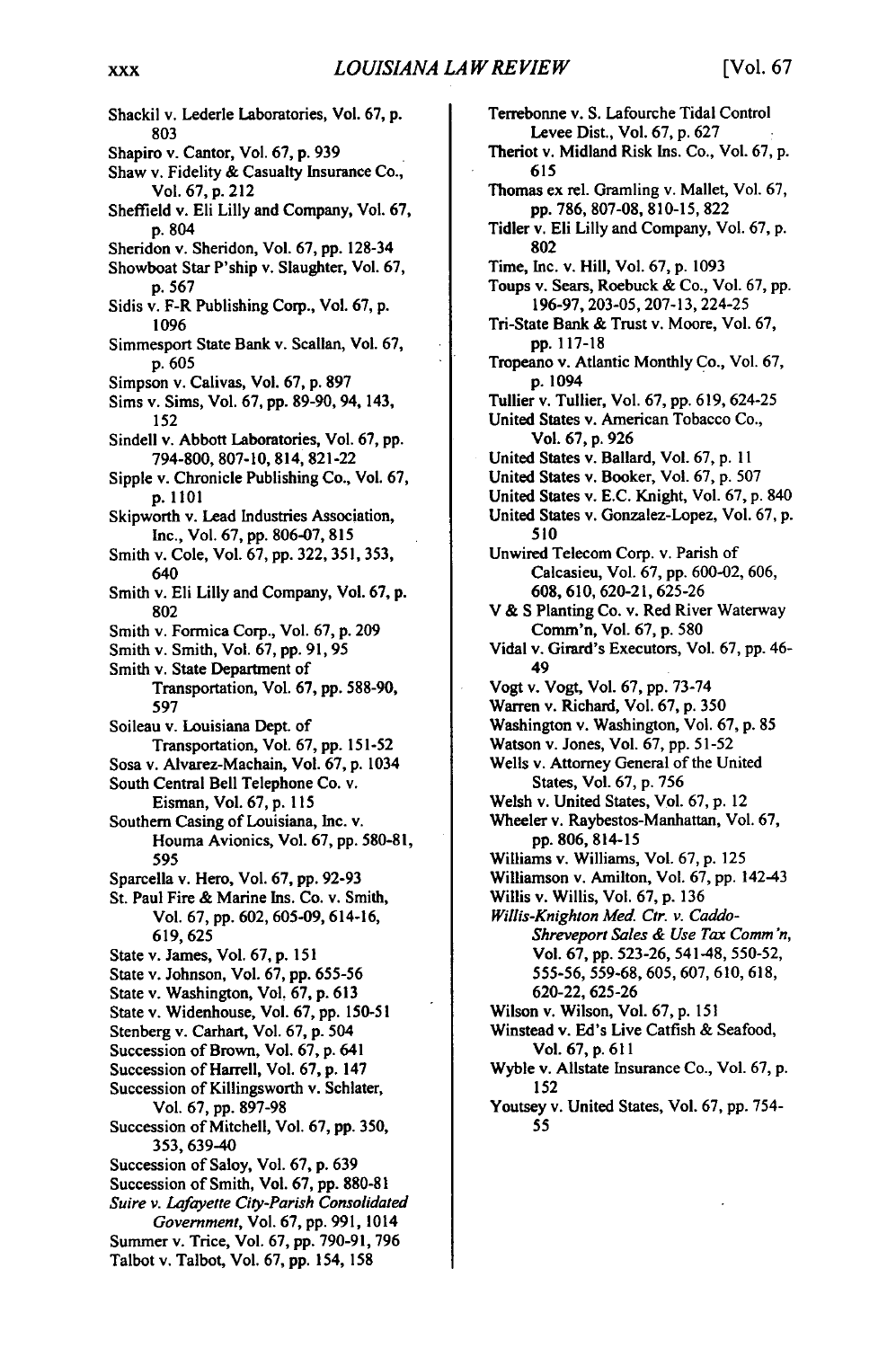Shackil v. Lederle Laboratories, Vol. 67, p. 803

Shapiro v. Cantor, Vol. 67, p. 939

Shaw v. Fidelity & Casualty Insurance Co., Vol. 67, p. 212

Sheffield v. Eli Lilly and Company, Vol. 67, p. 804

Sheridon v. Sheridon, Vol. 67, pp. 128-34

Showboat Star P'ship v. Slaughter, Vol. 67, p. 567

Sidis v. F-R Publishing Corp., Vol. 67, p. 1096

Simmesport State Bank v. Scallan, Vol. 67, p. 605

Simpson v. Calivas, Vol. 67, p. 897

Sims v. Sims, Vol. 67, pp. 89-90, 94, 143, 152

Sindell v. Abbott Laboratories, Vol. 67, pp. 794-800, 807-10, 814, 821-22

Sipple v. Chronicle Publishing Co., Vol. 67, p. 1101

Skipworth v. Lead Industries Association, Inc., Vol. 67, pp. 806-07, 815

Smith v. Cole, Vol. 67, pp. 322, 351, 353, 640

Smith v. Eli Lilly and Company, Vol. 67, p. 802

Smith v. Formica Corp., Vol. 67, p. 209

Smith v. Smith, Vol. 67, pp. 91, 95

Smith v. State Department of Transportation, Vol. 67, pp. 588-90, 597

Soileau v. Louisiana Dept. of Transportation, Vol. 67, pp. 151-52

Sosa v. Alvarez-Machain, Vol. 67, p. 1034

South Central Bell Telephone Co. v. Eisman, Vol. 67, p. 115

Southern Casing of Louisiana, Inc. v. Houma Avionics, Vol. 67, pp. 580-81, 595

Sparcella v. Hero, Vol. 67, pp. 92-93

St. Paul Fire & Marine Ins. Co. v. Smith, Vol. 67, pp. 602, 605-09, 614-16, 619, 625

State v. James, Vol. 67, p. 151

State v. Johnson, Vol. 67, pp. 655-56

State v. Washington, Vol. 67, p. 613

State v. Widenhouse, Vol. 67, pp. 150-51

Stenberg v. Carhart, Vol. 67, p. 504

Succession of Brown, Vol. 67, p. 641

Succession of Harrell, Vol. 67, p. 147

Succession of Killingsworth v. Schlater, Vol. 67, pp. 897-98

Succession of Mitchell, Vol. 67, pp. 350, 353, 639-40

Succession of Saloy, Vol. 67, p. 639

Succession of Smith, Vol. 67, pp. 880-81

*Suire v. Lafayette City-Parish Consolidated Government*, Vol. 67, pp. 991, 1014

Summer v. Trice, Vol. 67, pp. 790-91, 796

Talbot v. Talbot, Vol. 67, pp. 154, 158

Terrebonne v. S. Lafourche Tidal Control Levee Dist., Vol. 67, p. 627

Theriot v. Midland Risk Ins. Co., Vol. 67, p. 615

Thomas ex rel. Gramling v. Mallet, Vol. 67, pp. 786, 807-08, 810-15, 822

Tidler v. Eli Lilly and Company, Vol. 67, p. 802

Time, Inc. v. Hill, Vol. 67, p. 1093

Toups v. Sears, Roebuck & Co., Vol. 67, pp. 196-97, 203-05, 207-13, 224-25

Tri-State Bank & Trust v. Moore, Vol. 67, pp. 117-18

Tropeano v. Atlantic Monthly Co., Vol. 67, p. 1094

Tullier v. Tullier, Vol. 67, pp. 619, 624-25

United States v. American Tobacco Co., Vol. 67, p. 926

United States v. Ballard, Vol. 67, p. 11

United States v. Booker, Vol. 67, p. 507

United States v. E.C. Knight, Vol. 67, p. 840

United States v. Gonzalez-Lopez, Vol. 67, p. 510

Unwired Telecom Corp. v. Parish of Calcasieu, Vol. 67, pp. 600-02, 606, 608, 610, 620-21, 625-26

V & S Planting Co. v. Red River Waterway Comm'n, Vol. 67, p. 580

Vidal v. Girard's Executors, Vol. 67, pp. 46-49

Vogt v. Vogt, Vol. 67, pp. 73-74

Warren v. Richard, Vol. 67, p. 350

Washington v. Washington, Vol. 67, p. 85

Watson v. Jones, Vol. 67, pp. 51-52

Wells v. Attorney General of the United States, Vol. 67, p. 756

Welsh v. United States, Vol. 67, p. 12

Wheeler v. Raybestos-Manhattan, Vol. 67, pp. 806, 814-15

Williams v. Williams, Vol. 67, p. 125

Williamson v. Amilton, Vol. 67, pp. 142-43

Willis v. Willis, Vol. 67, p. 136

*Willis-Knighton Med. Ctr. v. Caddo-Shreveport Sales & Use Tax Comm'n*, Vol. 67, pp. 523-26, 541-48, 550-52, 555-56, 559-68, 605, 607, 610, 618, 620-22, 625-26

Wilson v. Wilson, Vol. 67, p. 151

Winstead v. Ed's Live Catfish & Seafood, Vol. 67, p. 611

Wyble v. Allstate Insurance Co., Vol. 67, p. 152

Youtsey v. United States, Vol. 67, pp. 754-55